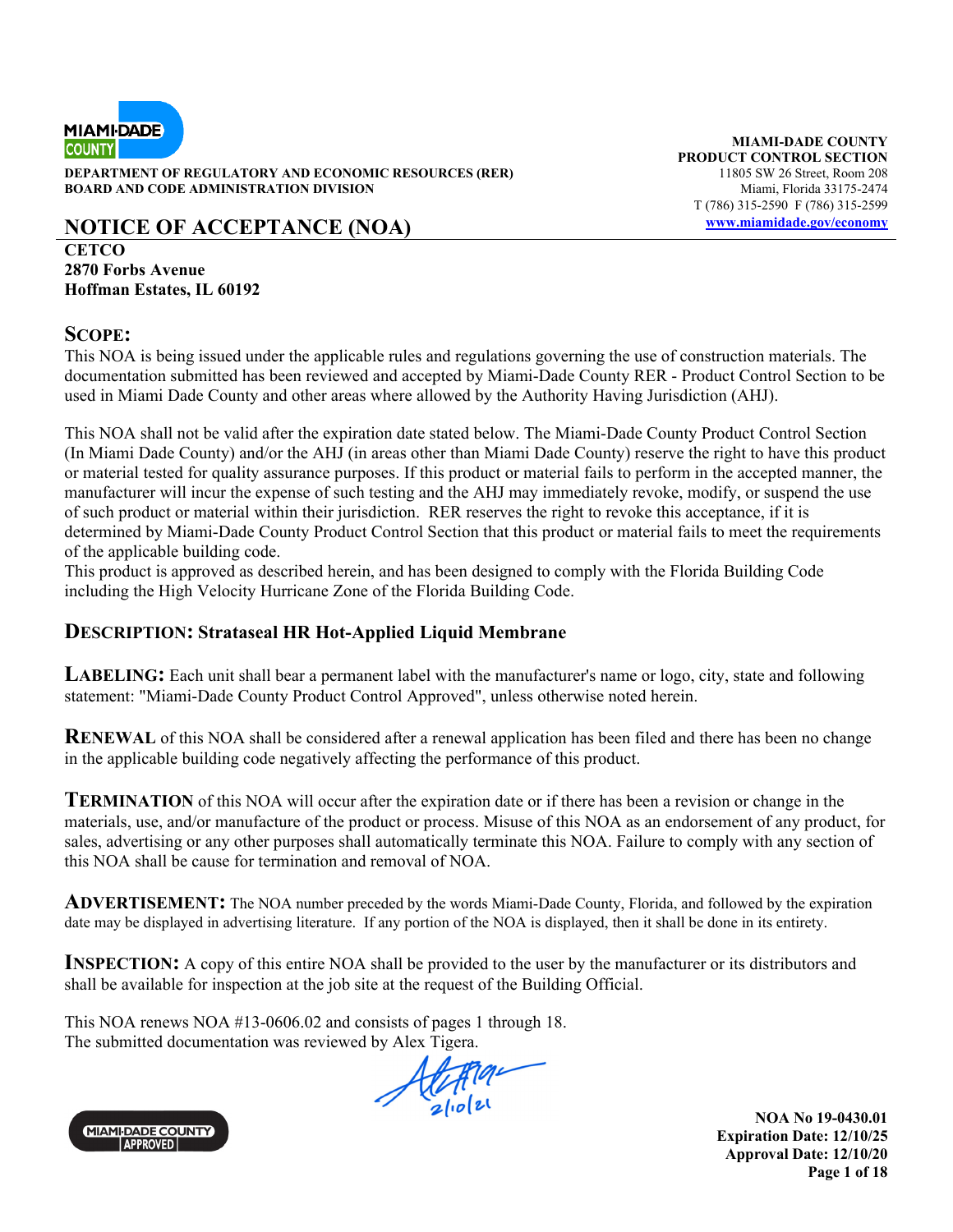MIAMI-DADE COUNTY

DEPARTMENT OF REGULATORY AND ECONOMIC RESOURCES (RER)
BOARD AND CODE ADMINISTRATION DIVISION

**MIAMI-DADE COUNTY**
**PRODUCT CONTROL SECTION**
11805 SW 26 Street, Room 208
Miami, Florida 33175-2474
T (786) 315-2590 F (786) 315-2599
www.miamidade.gov/economy

# NOTICE OF ACCEPTANCE (NOA)

**CETCO**
**2870 Forbs Avenue**
**Hoffman Estates, IL 60192**

## SCOPE:

This NOA is being issued under the applicable rules and regulations governing the use of construction materials. The documentation submitted has been reviewed and accepted by Miami-Dade County RER - Product Control Section to be used in Miami Dade County and other areas where allowed by the Authority Having Jurisdiction (AHJ).

This NOA shall not be valid after the expiration date stated below. The Miami-Dade County Product Control Section (In Miami Dade County) and/or the AHJ (in areas other than Miami Dade County) reserve the right to have this product or material tested for quality assurance purposes. If this product or material fails to perform in the accepted manner, the manufacturer will incur the expense of such testing and the AHJ may immediately revoke, modify, or suspend the use of such product or material within their jurisdiction. RER reserves the right to revoke this acceptance, if it is determined by Miami-Dade County Product Control Section that this product or material fails to meet the requirements of the applicable building code.
This product is approved as described herein, and has been designed to comply with the Florida Building Code including the High Velocity Hurricane Zone of the Florida Building Code.

## DESCRIPTION: Strataseal HR Hot-Applied Liquid Membrane

**LABELING:** Each unit shall bear a permanent label with the manufacturer's name or logo, city, state and following statement: "Miami-Dade County Product Control Approved", unless otherwise noted herein.

**RENEWAL** of this NOA shall be considered after a renewal application has been filed and there has been no change in the applicable building code negatively affecting the performance of this product.

**TERMINATION** of this NOA will occur after the expiration date or if there has been a revision or change in the materials, use, and/or manufacture of the product or process. Misuse of this NOA as an endorsement of any product, for sales, advertising or any other purposes shall automatically terminate this NOA. Failure to comply with any section of this NOA shall be cause for termination and removal of NOA.

**ADVERTISEMENT:** The NOA number preceded by the words Miami-Dade County, Florida, and followed by the expiration date may be displayed in advertising literature. If any portion of the NOA is displayed, then it shall be done in its entirety.

**INSPECTION:** A copy of this entire NOA shall be provided to the user by the manufacturer or its distributors and shall be available for inspection at the job site at the request of the Building Official.

This NOA renews NOA #13-0606.02 and consists of pages 1 through 18.
The submitted documentation was reviewed by Alex Tigera.

2/10/21

MIAMI-DADE COUNTY APPROVED

**NOA No 19-0430.01**
**Expiration Date: 12/10/25**
**Approval Date: 12/10/20**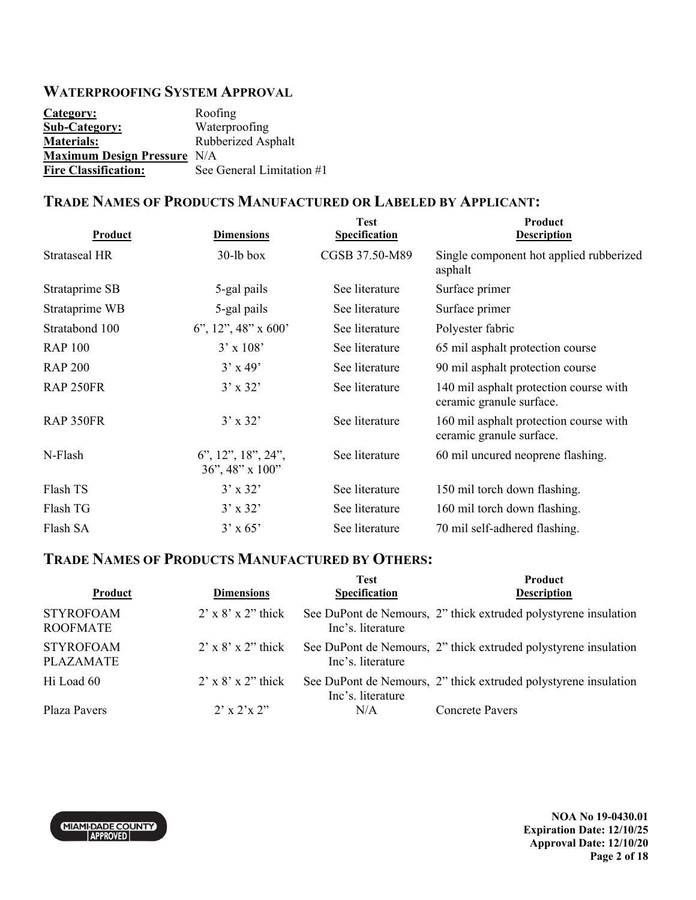## WATERPROOFING SYSTEM APPROVAL

**Category:** Roofing
**Sub-Category:** Waterproofing
**Materials:** Rubberized Asphalt
**Maximum Design Pressure** N/A
**Fire Classification:** See General Limitation #1

## TRADE NAMES OF PRODUCTS MANUFACTURED OR LABELED BY APPLICANT:

| Product | Dimensions | Test Specification | Product Description |
|---|---|---|---|
| Strataseal HR | 30-lb box | CGSB 37.50-M89 | Single component hot applied rubberized asphalt |
| Strataprime SB | 5-gal pails | See literature | Surface primer |
| Strataprime WB | 5-gal pails | See literature | Surface primer |
| Stratabond 100 | 6", 12", 48" x 600' | See literature | Polyester fabric |
| RAP 100 | 3' x 108' | See literature | 65 mil asphalt protection course |
| RAP 200 | 3' x 49' | See literature | 90 mil asphalt protection course |
| RAP 250FR | 3' x 32' | See literature | 140 mil asphalt protection course with ceramic granule surface. |
| RAP 350FR | 3' x 32' | See literature | 160 mil asphalt protection course with ceramic granule surface. |
| N-Flash | 6", 12", 18", 24", 36", 48" x 100" | See literature | 60 mil uncured neoprene flashing. |
| Flash TS | 3' x 32' | See literature | 150 mil torch down flashing. |
| Flash TG | 3' x 32' | See literature | 160 mil torch down flashing. |
| Flash SA | 3' x 65' | See literature | 70 mil self-adhered flashing. |

## TRADE NAMES OF PRODUCTS MANUFACTURED BY OTHERS:

| Product | Dimensions | Test Specification | Product Description |
|---|---|---|---|
| STYROFOAM ROOFMATE | 2' x 8' x 2" thick | See DuPont de Nemours, Inc's. literature | 2" thick extruded polystyrene insulation |
| STYROFOAM PLAZAMATE | 2' x 8' x 2" thick | See DuPont de Nemours, Inc's. literature | 2" thick extruded polystyrene insulation |
| Hi Load 60 | 2' x 8' x 2" thick | See DuPont de Nemours, Inc's. literature | 2" thick extruded polystyrene insulation |
| Plaza Pavers | 2' x 2'x 2" | N/A | Concrete Pavers |

NOA No 19-0430.01
Expiration Date: 12/10/25
Approval Date: 12/10/20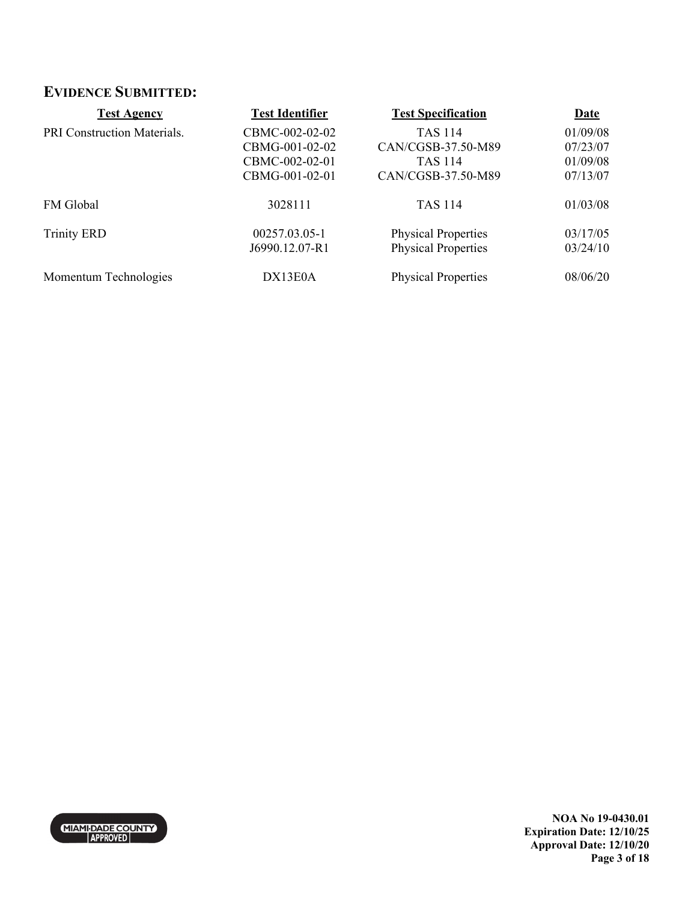## EVIDENCE SUBMITTED:

| Test Agency | Test Identifier | Test Specification | Date |
|---|---|---|---|
| PRI Construction Materials. | CBMC-002-02-02 | TAS 114 | 01/09/08 |
| | CBMG-001-02-02 | CAN/CGSB-37.50-M89 | 07/23/07 |
| | CBMC-002-02-01 | TAS 114 | 01/09/08 |
| | CBMG-001-02-01 | CAN/CGSB-37.50-M89 | 07/13/07 |
| FM Global | 3028111 | TAS 114 | 01/03/08 |
| Trinity ERD | 00257.03.05-1 | Physical Properties | 03/17/05 |
| | J6990.12.07-R1 | Physical Properties | 03/24/10 |
| Momentum Technologies | DX13E0A | Physical Properties | 08/06/20 |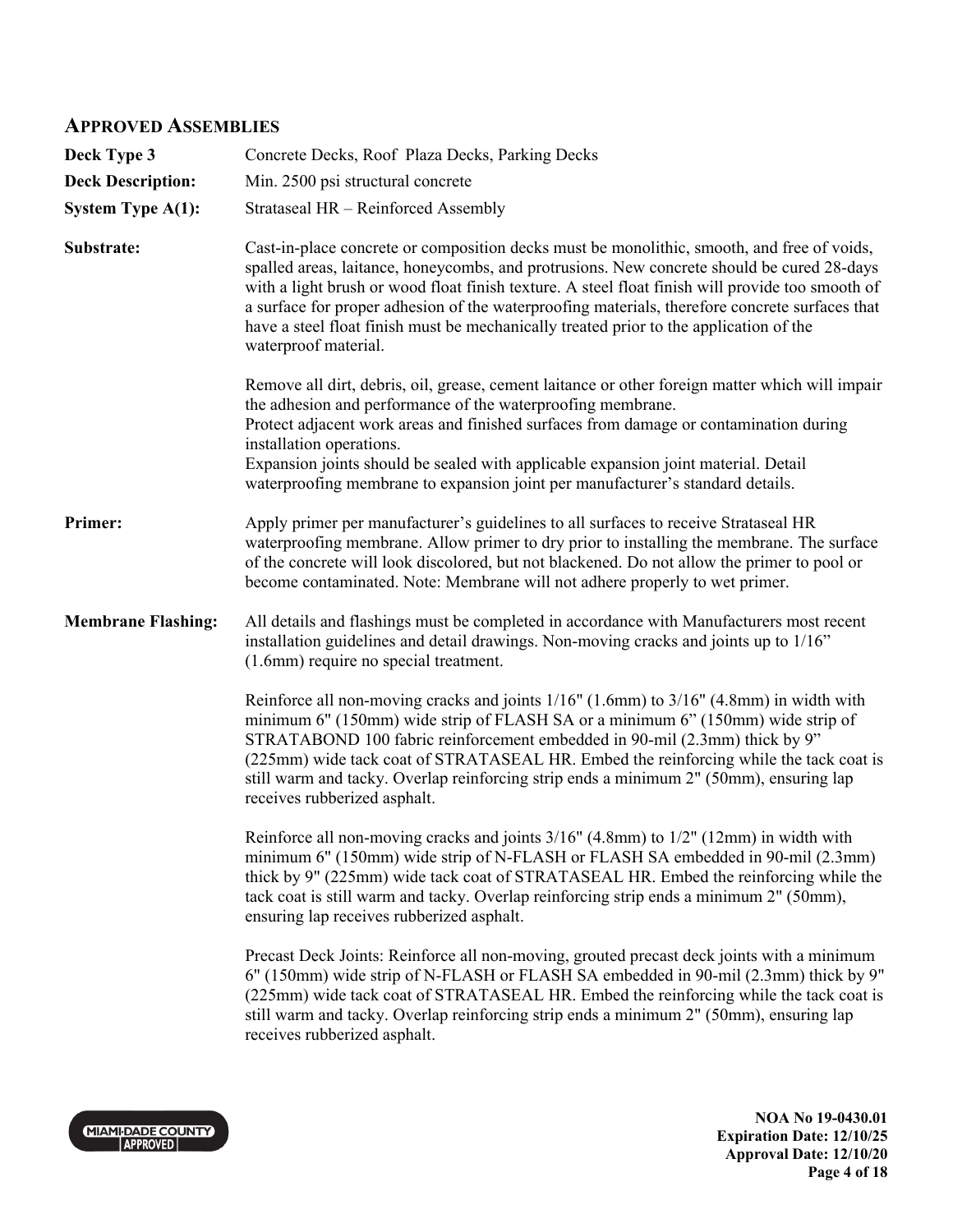## APPROVED ASSEMBLIES

**Deck Type 3** Concrete Decks, Roof Plaza Decks, Parking Decks

**Deck Description:** Min. 2500 psi structural concrete

**System Type A(1):** Strataseal HR – Reinforced Assembly

**Substrate:** Cast-in-place concrete or composition decks must be monolithic, smooth, and free of voids, spalled areas, laitance, honeycombs, and protrusions. New concrete should be cured 28-days with a light brush or wood float finish texture. A steel float finish will provide too smooth of a surface for proper adhesion of the waterproofing materials, therefore concrete surfaces that have a steel float finish must be mechanically treated prior to the application of the waterproof material.

Remove all dirt, debris, oil, grease, cement laitance or other foreign matter which will impair the adhesion and performance of the waterproofing membrane.
Protect adjacent work areas and finished surfaces from damage or contamination during installation operations.
Expansion joints should be sealed with applicable expansion joint material. Detail waterproofing membrane to expansion joint per manufacturer's standard details.

**Primer:** Apply primer per manufacturer's guidelines to all surfaces to receive Strataseal HR waterproofing membrane. Allow primer to dry prior to installing the membrane. The surface of the concrete will look discolored, but not blackened. Do not allow the primer to pool or become contaminated. Note: Membrane will not adhere properly to wet primer.

**Membrane Flashing:** All details and flashings must be completed in accordance with Manufacturers most recent installation guidelines and detail drawings. Non-moving cracks and joints up to 1/16" (1.6mm) require no special treatment.

Reinforce all non-moving cracks and joints 1/16" (1.6mm) to 3/16" (4.8mm) in width with minimum 6" (150mm) wide strip of FLASH SA or a minimum 6" (150mm) wide strip of STRATABOND 100 fabric reinforcement embedded in 90-mil (2.3mm) thick by 9" (225mm) wide tack coat of STRATASEAL HR. Embed the reinforcing while the tack coat is still warm and tacky. Overlap reinforcing strip ends a minimum 2" (50mm), ensuring lap receives rubberized asphalt.

Reinforce all non-moving cracks and joints 3/16" (4.8mm) to 1/2" (12mm) in width with minimum 6" (150mm) wide strip of N-FLASH or FLASH SA embedded in 90-mil (2.3mm) thick by 9" (225mm) wide tack coat of STRATASEAL HR. Embed the reinforcing while the tack coat is still warm and tacky. Overlap reinforcing strip ends a minimum 2" (50mm), ensuring lap receives rubberized asphalt.

Precast Deck Joints: Reinforce all non-moving, grouted precast deck joints with a minimum 6" (150mm) wide strip of N-FLASH or FLASH SA embedded in 90-mil (2.3mm) thick by 9" (225mm) wide tack coat of STRATASEAL HR. Embed the reinforcing while the tack coat is still warm and tacky. Overlap reinforcing strip ends a minimum 2" (50mm), ensuring lap receives rubberized asphalt.

**NOA No 19-0430.01**
**Expiration Date: 12/10/25**
**Approval Date: 12/10/20**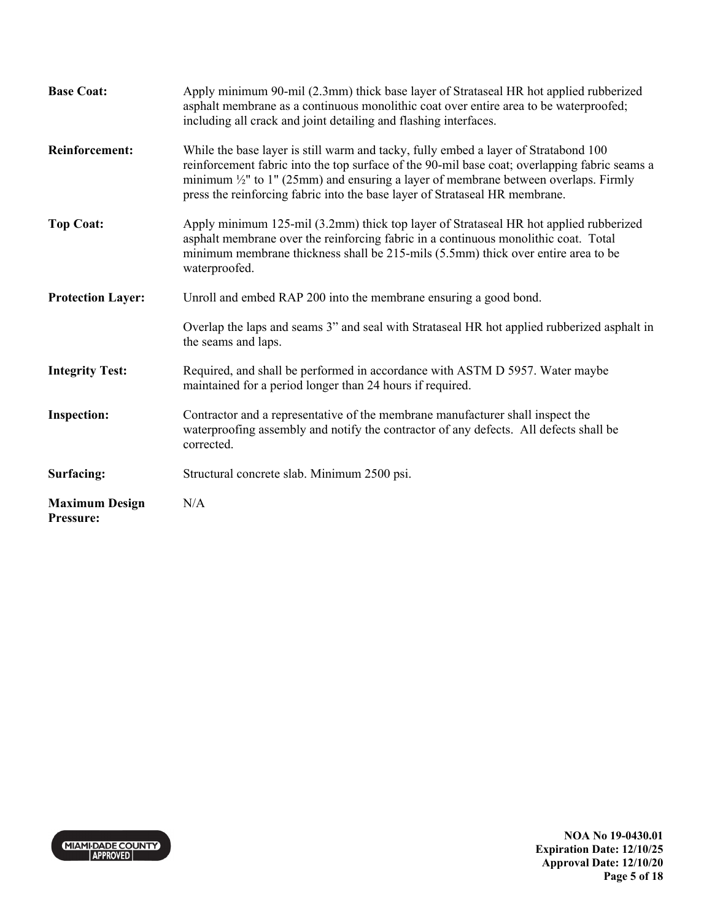**Base Coat:** Apply minimum 90-mil (2.3mm) thick base layer of Strataseal HR hot applied rubberized asphalt membrane as a continuous monolithic coat over entire area to be waterproofed; including all crack and joint detailing and flashing interfaces.

**Reinforcement:** While the base layer is still warm and tacky, fully embed a layer of Stratabond 100 reinforcement fabric into the top surface of the 90-mil base coat; overlapping fabric seams a minimum ½" to 1" (25mm) and ensuring a layer of membrane between overlaps. Firmly press the reinforcing fabric into the base layer of Strataseal HR membrane.

**Top Coat:** Apply minimum 125-mil (3.2mm) thick top layer of Strataseal HR hot applied rubberized asphalt membrane over the reinforcing fabric in a continuous monolithic coat. Total minimum membrane thickness shall be 215-mils (5.5mm) thick over entire area to be waterproofed.

**Protection Layer:** Unroll and embed RAP 200 into the membrane ensuring a good bond.

Overlap the laps and seams 3" and seal with Strataseal HR hot applied rubberized asphalt in the seams and laps.

**Integrity Test:** Required, and shall be performed in accordance with ASTM D 5957. Water maybe maintained for a period longer than 24 hours if required.

**Inspection:** Contractor and a representative of the membrane manufacturer shall inspect the waterproofing assembly and notify the contractor of any defects. All defects shall be corrected.

**Surfacing:** Structural concrete slab. Minimum 2500 psi.

**Maximum Design Pressure:** N/A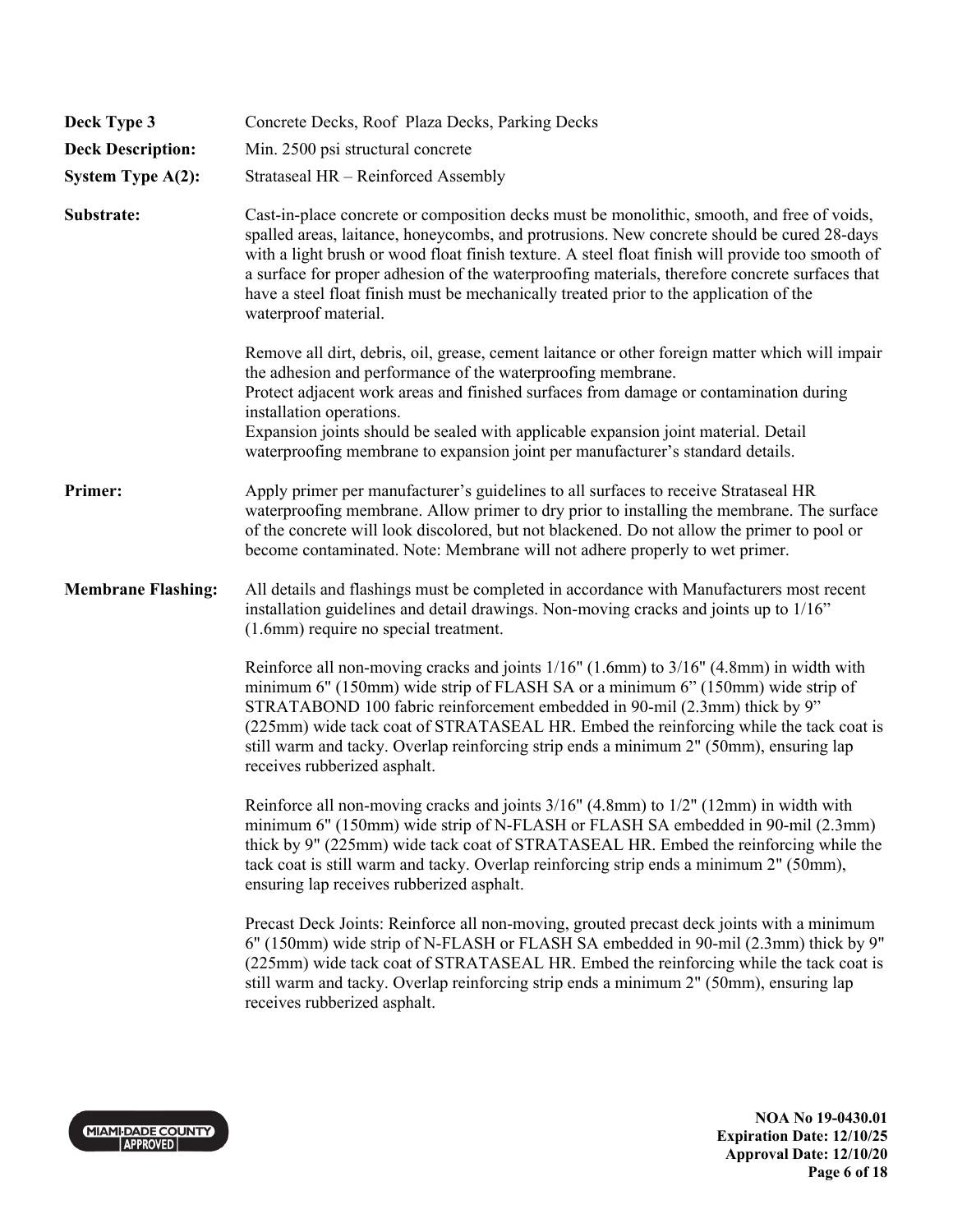**Deck Type 3** Concrete Decks, Roof Plaza Decks, Parking Decks

**Deck Description:** Min. 2500 psi structural concrete

**System Type A(2):** Strataseal HR – Reinforced Assembly

**Substrate:** Cast-in-place concrete or composition decks must be monolithic, smooth, and free of voids, spalled areas, laitance, honeycombs, and protrusions. New concrete should be cured 28-days with a light brush or wood float finish texture. A steel float finish will provide too smooth of a surface for proper adhesion of the waterproofing materials, therefore concrete surfaces that have a steel float finish must be mechanically treated prior to the application of the waterproof material.

Remove all dirt, debris, oil, grease, cement laitance or other foreign matter which will impair the adhesion and performance of the waterproofing membrane.
Protect adjacent work areas and finished surfaces from damage or contamination during installation operations.
Expansion joints should be sealed with applicable expansion joint material. Detail waterproofing membrane to expansion joint per manufacturer's standard details.

**Primer:** Apply primer per manufacturer's guidelines to all surfaces to receive Strataseal HR waterproofing membrane. Allow primer to dry prior to installing the membrane. The surface of the concrete will look discolored, but not blackened. Do not allow the primer to pool or become contaminated. Note: Membrane will not adhere properly to wet primer.

**Membrane Flashing:** All details and flashings must be completed in accordance with Manufacturers most recent installation guidelines and detail drawings. Non-moving cracks and joints up to 1/16" (1.6mm) require no special treatment.

Reinforce all non-moving cracks and joints 1/16" (1.6mm) to 3/16" (4.8mm) in width with minimum 6" (150mm) wide strip of FLASH SA or a minimum 6" (150mm) wide strip of STRATABOND 100 fabric reinforcement embedded in 90-mil (2.3mm) thick by 9" (225mm) wide tack coat of STRATASEAL HR. Embed the reinforcing while the tack coat is still warm and tacky. Overlap reinforcing strip ends a minimum 2" (50mm), ensuring lap receives rubberized asphalt.

Reinforce all non-moving cracks and joints 3/16" (4.8mm) to 1/2" (12mm) in width with minimum 6" (150mm) wide strip of N-FLASH or FLASH SA embedded in 90-mil (2.3mm) thick by 9" (225mm) wide tack coat of STRATASEAL HR. Embed the reinforcing while the tack coat is still warm and tacky. Overlap reinforcing strip ends a minimum 2" (50mm), ensuring lap receives rubberized asphalt.

Precast Deck Joints: Reinforce all non-moving, grouted precast deck joints with a minimum 6" (150mm) wide strip of N-FLASH or FLASH SA embedded in 90-mil (2.3mm) thick by 9" (225mm) wide tack coat of STRATASEAL HR. Embed the reinforcing while the tack coat is still warm and tacky. Overlap reinforcing strip ends a minimum 2" (50mm), ensuring lap receives rubberized asphalt.

NOA No 19-0430.01
Expiration Date: 12/10/25
Approval Date: 12/10/20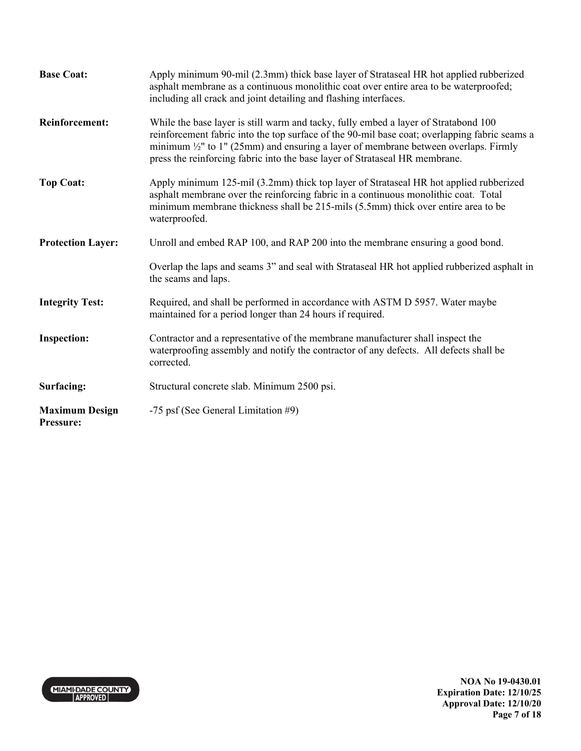**Base Coat:** Apply minimum 90-mil (2.3mm) thick base layer of Strataseal HR hot applied rubberized asphalt membrane as a continuous monolithic coat over entire area to be waterproofed; including all crack and joint detailing and flashing interfaces.

**Reinforcement:** While the base layer is still warm and tacky, fully embed a layer of Stratabond 100 reinforcement fabric into the top surface of the 90-mil base coat; overlapping fabric seams a minimum ½" to 1" (25mm) and ensuring a layer of membrane between overlaps. Firmly press the reinforcing fabric into the base layer of Strataseal HR membrane.

**Top Coat:** Apply minimum 125-mil (3.2mm) thick top layer of Strataseal HR hot applied rubberized asphalt membrane over the reinforcing fabric in a continuous monolithic coat. Total minimum membrane thickness shall be 215-mils (5.5mm) thick over entire area to be waterproofed.

**Protection Layer:** Unroll and embed RAP 100, and RAP 200 into the membrane ensuring a good bond.

Overlap the laps and seams 3" and seal with Strataseal HR hot applied rubberized asphalt in the seams and laps.

**Integrity Test:** Required, and shall be performed in accordance with ASTM D 5957. Water maybe maintained for a period longer than 24 hours if required.

**Inspection:** Contractor and a representative of the membrane manufacturer shall inspect the waterproofing assembly and notify the contractor of any defects. All defects shall be corrected.

**Surfacing:** Structural concrete slab. Minimum 2500 psi.

**Maximum Design Pressure:** -75 psf (See General Limitation #9)

NOA No 19-0430.01
Expiration Date: 12/10/25
Approval Date: 12/10/20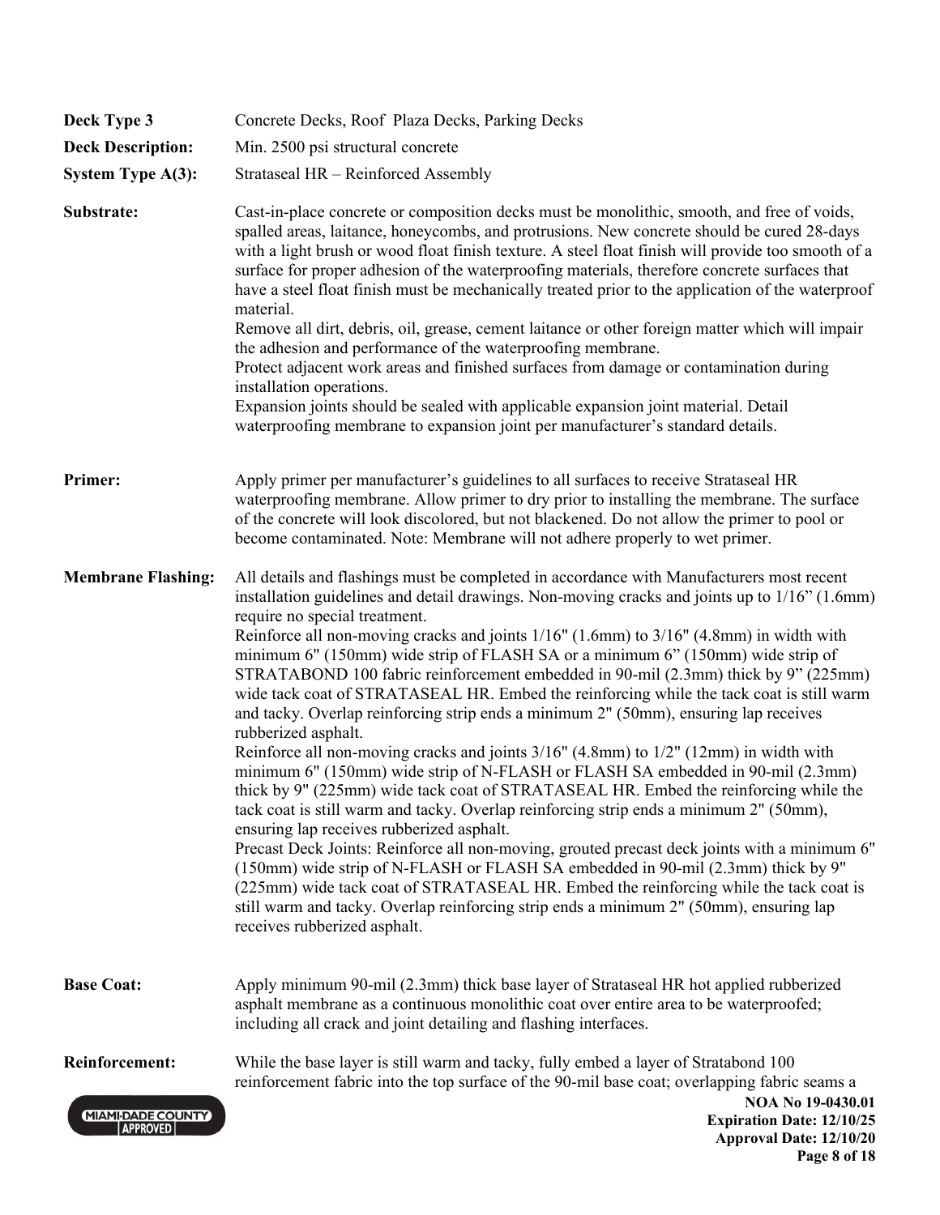**Deck Type 3** Concrete Decks, Roof Plaza Decks, Parking Decks

**Deck Description:** Min. 2500 psi structural concrete

**System Type A(3):** Strataseal HR – Reinforced Assembly

**Substrate:** Cast-in-place concrete or composition decks must be monolithic, smooth, and free of voids, spalled areas, laitance, honeycombs, and protrusions. New concrete should be cured 28-days with a light brush or wood float finish texture. A steel float finish will provide too smooth of a surface for proper adhesion of the waterproofing materials, therefore concrete surfaces that have a steel float finish must be mechanically treated prior to the application of the waterproof material.
Remove all dirt, debris, oil, grease, cement laitance or other foreign matter which will impair the adhesion and performance of the waterproofing membrane.
Protect adjacent work areas and finished surfaces from damage or contamination during installation operations.
Expansion joints should be sealed with applicable expansion joint material. Detail waterproofing membrane to expansion joint per manufacturer's standard details.

**Primer:** Apply primer per manufacturer's guidelines to all surfaces to receive Strataseal HR waterproofing membrane. Allow primer to dry prior to installing the membrane. The surface of the concrete will look discolored, but not blackened. Do not allow the primer to pool or become contaminated. Note: Membrane will not adhere properly to wet primer.

**Membrane Flashing:** All details and flashings must be completed in accordance with Manufacturers most recent installation guidelines and detail drawings. Non-moving cracks and joints up to 1/16" (1.6mm) require no special treatment.
Reinforce all non-moving cracks and joints 1/16" (1.6mm) to 3/16" (4.8mm) in width with minimum 6" (150mm) wide strip of FLASH SA or a minimum 6" (150mm) wide strip of STRATABOND 100 fabric reinforcement embedded in 90-mil (2.3mm) thick by 9" (225mm) wide tack coat of STRATASEAL HR. Embed the reinforcing while the tack coat is still warm and tacky. Overlap reinforcing strip ends a minimum 2" (50mm), ensuring lap receives rubberized asphalt.
Reinforce all non-moving cracks and joints 3/16" (4.8mm) to 1/2" (12mm) in width with minimum 6" (150mm) wide strip of N-FLASH or FLASH SA embedded in 90-mil (2.3mm) thick by 9" (225mm) wide tack coat of STRATASEAL HR. Embed the reinforcing while the tack coat is still warm and tacky. Overlap reinforcing strip ends a minimum 2" (50mm), ensuring lap receives rubberized asphalt.
Precast Deck Joints: Reinforce all non-moving, grouted precast deck joints with a minimum 6" (150mm) wide strip of N-FLASH or FLASH SA embedded in 90-mil (2.3mm) thick by 9" (225mm) wide tack coat of STRATASEAL HR. Embed the reinforcing while the tack coat is still warm and tacky. Overlap reinforcing strip ends a minimum 2" (50mm), ensuring lap receives rubberized asphalt.

**Base Coat:** Apply minimum 90-mil (2.3mm) thick base layer of Strataseal HR hot applied rubberized asphalt membrane as a continuous monolithic coat over entire area to be waterproofed; including all crack and joint detailing and flashing interfaces.

**Reinforcement:** While the base layer is still warm and tacky, fully embed a layer of Stratabond 100 reinforcement fabric into the top surface of the 90-mil base coat; overlapping fabric seams a

NOA No 19-0430.01
Expiration Date: 12/10/25
Approval Date: 12/10/20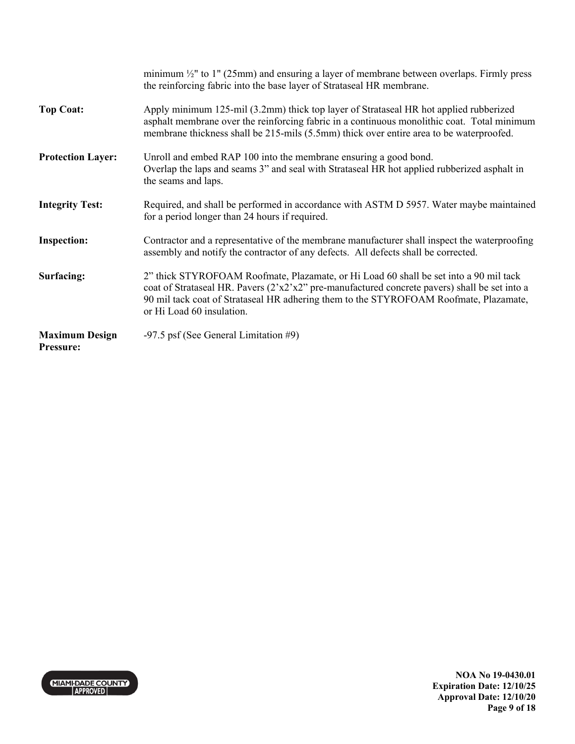minimum ½" to 1" (25mm) and ensuring a layer of membrane between overlaps. Firmly press the reinforcing fabric into the base layer of Strataseal HR membrane.

**Top Coat:** Apply minimum 125-mil (3.2mm) thick top layer of Strataseal HR hot applied rubberized asphalt membrane over the reinforcing fabric in a continuous monolithic coat. Total minimum membrane thickness shall be 215-mils (5.5mm) thick over entire area to be waterproofed.

**Protection Layer:** Unroll and embed RAP 100 into the membrane ensuring a good bond. Overlap the laps and seams 3" and seal with Strataseal HR hot applied rubberized asphalt in the seams and laps.

**Integrity Test:** Required, and shall be performed in accordance with ASTM D 5957. Water maybe maintained for a period longer than 24 hours if required.

**Inspection:** Contractor and a representative of the membrane manufacturer shall inspect the waterproofing assembly and notify the contractor of any defects. All defects shall be corrected.

**Surfacing:** 2" thick STYROFOAM Roofmate, Plazamate, or Hi Load 60 shall be set into a 90 mil tack coat of Strataseal HR. Pavers (2'x2'x2" pre-manufactured concrete pavers) shall be set into a 90 mil tack coat of Strataseal HR adhering them to the STYROFOAM Roofmate, Plazamate, or Hi Load 60 insulation.

**Maximum Design Pressure:** -97.5 psf (See General Limitation #9)

NOA No 19-0430.01
Expiration Date: 12/10/25
Approval Date: 12/10/20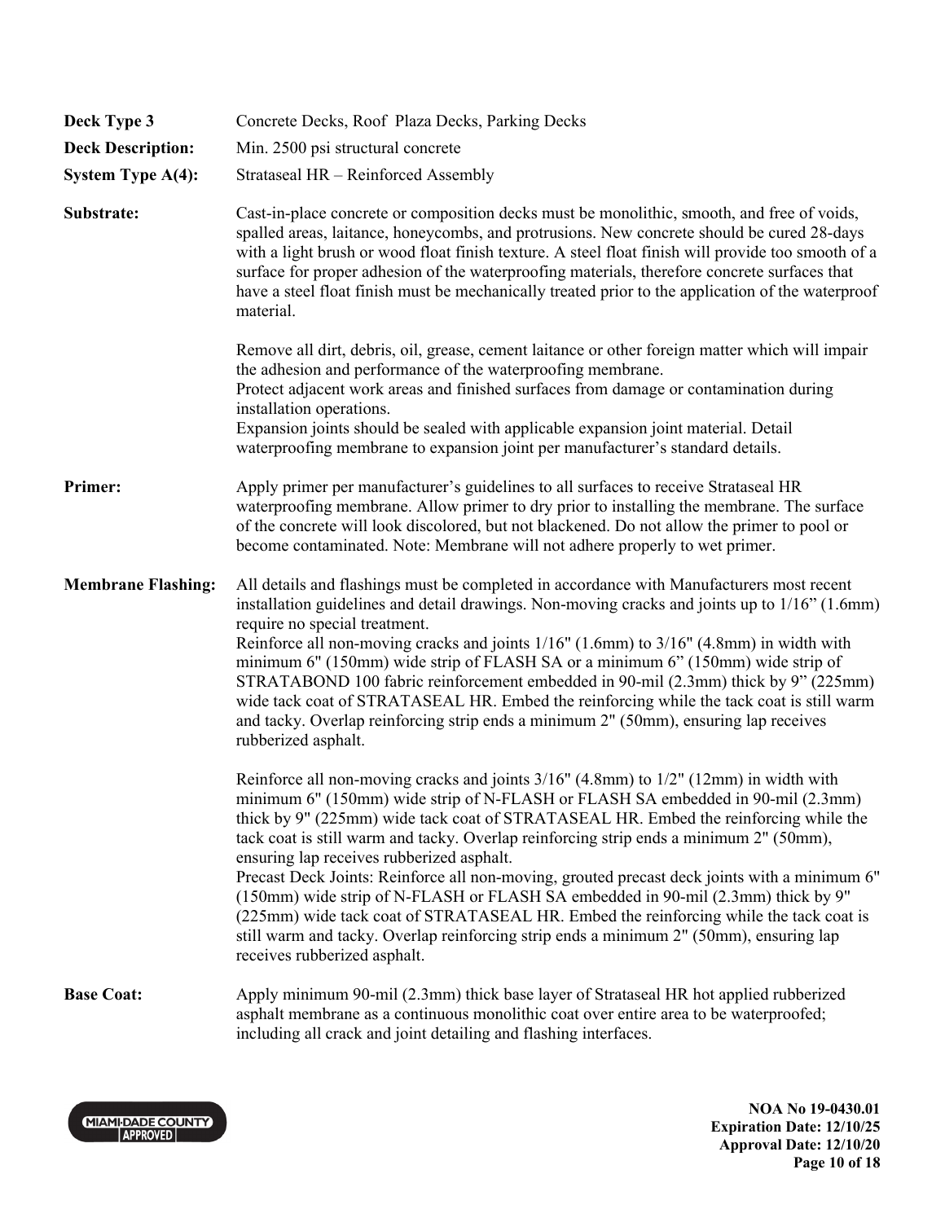**Deck Type 3** Concrete Decks, Roof Plaza Decks, Parking Decks

**Deck Description:** Min. 2500 psi structural concrete

**System Type A(4):** Strataseal HR – Reinforced Assembly

**Substrate:** Cast-in-place concrete or composition decks must be monolithic, smooth, and free of voids, spalled areas, laitance, honeycombs, and protrusions. New concrete should be cured 28-days with a light brush or wood float finish texture. A steel float finish will provide too smooth of a surface for proper adhesion of the waterproofing materials, therefore concrete surfaces that have a steel float finish must be mechanically treated prior to the application of the waterproof material.

Remove all dirt, debris, oil, grease, cement laitance or other foreign matter which will impair the adhesion and performance of the waterproofing membrane.
Protect adjacent work areas and finished surfaces from damage or contamination during installation operations.
Expansion joints should be sealed with applicable expansion joint material. Detail waterproofing membrane to expansion joint per manufacturer's standard details.

**Primer:** Apply primer per manufacturer's guidelines to all surfaces to receive Strataseal HR waterproofing membrane. Allow primer to dry prior to installing the membrane. The surface of the concrete will look discolored, but not blackened. Do not allow the primer to pool or become contaminated. Note: Membrane will not adhere properly to wet primer.

**Membrane Flashing:** All details and flashings must be completed in accordance with Manufacturers most recent installation guidelines and detail drawings. Non-moving cracks and joints up to 1/16" (1.6mm) require no special treatment.
Reinforce all non-moving cracks and joints 1/16" (1.6mm) to 3/16" (4.8mm) in width with minimum 6" (150mm) wide strip of FLASH SA or a minimum 6" (150mm) wide strip of STRATABOND 100 fabric reinforcement embedded in 90-mil (2.3mm) thick by 9" (225mm) wide tack coat of STRATASEAL HR. Embed the reinforcing while the tack coat is still warm and tacky. Overlap reinforcing strip ends a minimum 2" (50mm), ensuring lap receives rubberized asphalt.

Reinforce all non-moving cracks and joints 3/16" (4.8mm) to 1/2" (12mm) in width with minimum 6" (150mm) wide strip of N-FLASH or FLASH SA embedded in 90-mil (2.3mm) thick by 9" (225mm) wide tack coat of STRATASEAL HR. Embed the reinforcing while the tack coat is still warm and tacky. Overlap reinforcing strip ends a minimum 2" (50mm), ensuring lap receives rubberized asphalt.
Precast Deck Joints: Reinforce all non-moving, grouted precast deck joints with a minimum 6" (150mm) wide strip of N-FLASH or FLASH SA embedded in 90-mil (2.3mm) thick by 9" (225mm) wide tack coat of STRATASEAL HR. Embed the reinforcing while the tack coat is still warm and tacky. Overlap reinforcing strip ends a minimum 2" (50mm), ensuring lap receives rubberized asphalt.

**Base Coat:** Apply minimum 90-mil (2.3mm) thick base layer of Strataseal HR hot applied rubberized asphalt membrane as a continuous monolithic coat over entire area to be waterproofed; including all crack and joint detailing and flashing interfaces.

MIAMI-DADE COUNTY APPROVED

**NOA No 19-0430.01**
**Expiration Date: 12/10/25**
**Approval Date: 12/10/20**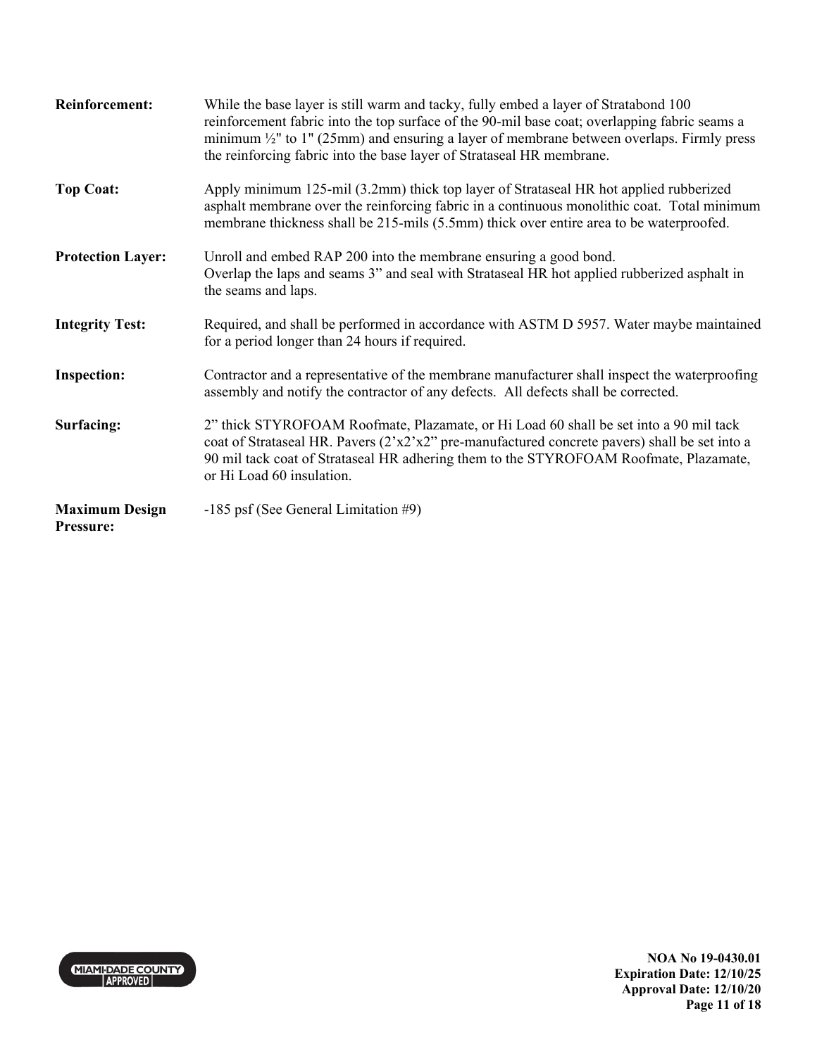| | |
|---|---|
| **Reinforcement:** | While the base layer is still warm and tacky, fully embed a layer of Stratabond 100 reinforcement fabric into the top surface of the 90-mil base coat; overlapping fabric seams a minimum ½" to 1" (25mm) and ensuring a layer of membrane between overlaps. Firmly press the reinforcing fabric into the base layer of Strataseal HR membrane. |
| **Top Coat:** | Apply minimum 125-mil (3.2mm) thick top layer of Strataseal HR hot applied rubberized asphalt membrane over the reinforcing fabric in a continuous monolithic coat. Total minimum membrane thickness shall be 215-mils (5.5mm) thick over entire area to be waterproofed. |
| **Protection Layer:** | Unroll and embed RAP 200 into the membrane ensuring a good bond. Overlap the laps and seams 3" and seal with Strataseal HR hot applied rubberized asphalt in the seams and laps. |
| **Integrity Test:** | Required, and shall be performed in accordance with ASTM D 5957. Water maybe maintained for a period longer than 24 hours if required. |
| **Inspection:** | Contractor and a representative of the membrane manufacturer shall inspect the waterproofing assembly and notify the contractor of any defects. All defects shall be corrected. |
| **Surfacing:** | 2" thick STYROFOAM Roofmate, Plazamate, or Hi Load 60 shall be set into a 90 mil tack coat of Strataseal HR. Pavers (2'x2'x2" pre-manufactured concrete pavers) shall be set into a 90 mil tack coat of Strataseal HR adhering them to the STYROFOAM Roofmate, Plazamate, or Hi Load 60 insulation. |
| **Maximum Design Pressure:** | -185 psf (See General Limitation #9) |

NOA No 19-0430.01
Expiration Date: 12/10/25
Approval Date: 12/10/20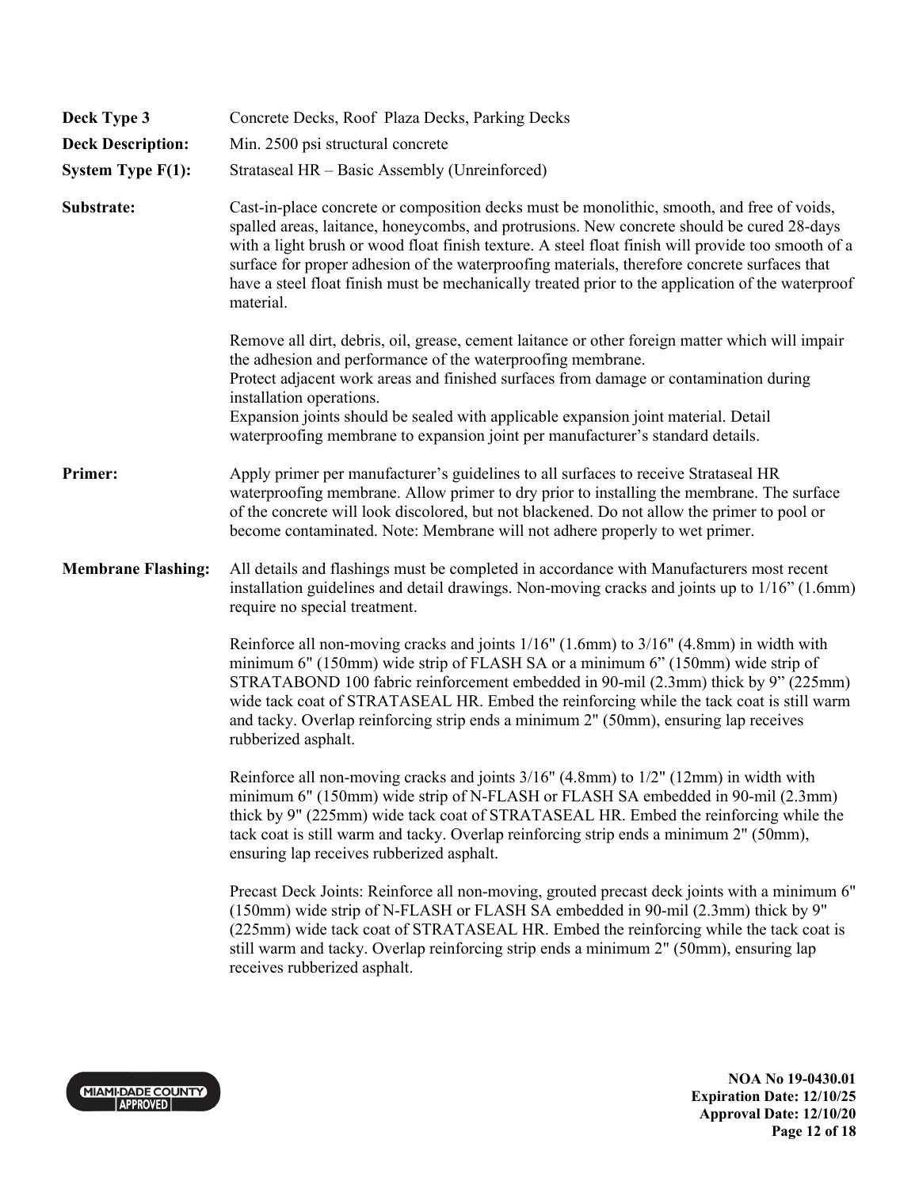**Deck Type 3** Concrete Decks, Roof Plaza Decks, Parking Decks

**Deck Description:** Min. 2500 psi structural concrete

**System Type F(1):** Strataseal HR – Basic Assembly (Unreinforced)

**Substrate:** Cast-in-place concrete or composition decks must be monolithic, smooth, and free of voids, spalled areas, laitance, honeycombs, and protrusions. New concrete should be cured 28-days with a light brush or wood float finish texture. A steel float finish will provide too smooth of a surface for proper adhesion of the waterproofing materials, therefore concrete surfaces that have a steel float finish must be mechanically treated prior to the application of the waterproof material.

Remove all dirt, debris, oil, grease, cement laitance or other foreign matter which will impair the adhesion and performance of the waterproofing membrane.
Protect adjacent work areas and finished surfaces from damage or contamination during installation operations.
Expansion joints should be sealed with applicable expansion joint material. Detail waterproofing membrane to expansion joint per manufacturer's standard details.

**Primer:** Apply primer per manufacturer's guidelines to all surfaces to receive Strataseal HR waterproofing membrane. Allow primer to dry prior to installing the membrane. The surface of the concrete will look discolored, but not blackened. Do not allow the primer to pool or become contaminated. Note: Membrane will not adhere properly to wet primer.

**Membrane Flashing:** All details and flashings must be completed in accordance with Manufacturers most recent installation guidelines and detail drawings. Non-moving cracks and joints up to 1/16" (1.6mm) require no special treatment.

Reinforce all non-moving cracks and joints 1/16" (1.6mm) to 3/16" (4.8mm) in width with minimum 6" (150mm) wide strip of FLASH SA or a minimum 6" (150mm) wide strip of STRATABOND 100 fabric reinforcement embedded in 90-mil (2.3mm) thick by 9" (225mm) wide tack coat of STRATASEAL HR. Embed the reinforcing while the tack coat is still warm and tacky. Overlap reinforcing strip ends a minimum 2" (50mm), ensuring lap receives rubberized asphalt.

Reinforce all non-moving cracks and joints 3/16" (4.8mm) to 1/2" (12mm) in width with minimum 6" (150mm) wide strip of N-FLASH or FLASH SA embedded in 90-mil (2.3mm) thick by 9" (225mm) wide tack coat of STRATASEAL HR. Embed the reinforcing while the tack coat is still warm and tacky. Overlap reinforcing strip ends a minimum 2" (50mm), ensuring lap receives rubberized asphalt.

Precast Deck Joints: Reinforce all non-moving, grouted precast deck joints with a minimum 6" (150mm) wide strip of N-FLASH or FLASH SA embedded in 90-mil (2.3mm) thick by 9" (225mm) wide tack coat of STRATASEAL HR. Embed the reinforcing while the tack coat is still warm and tacky. Overlap reinforcing strip ends a minimum 2" (50mm), ensuring lap receives rubberized asphalt.

**NOA No 19-0430.01**
**Expiration Date: 12/10/25**
**Approval Date: 12/10/20**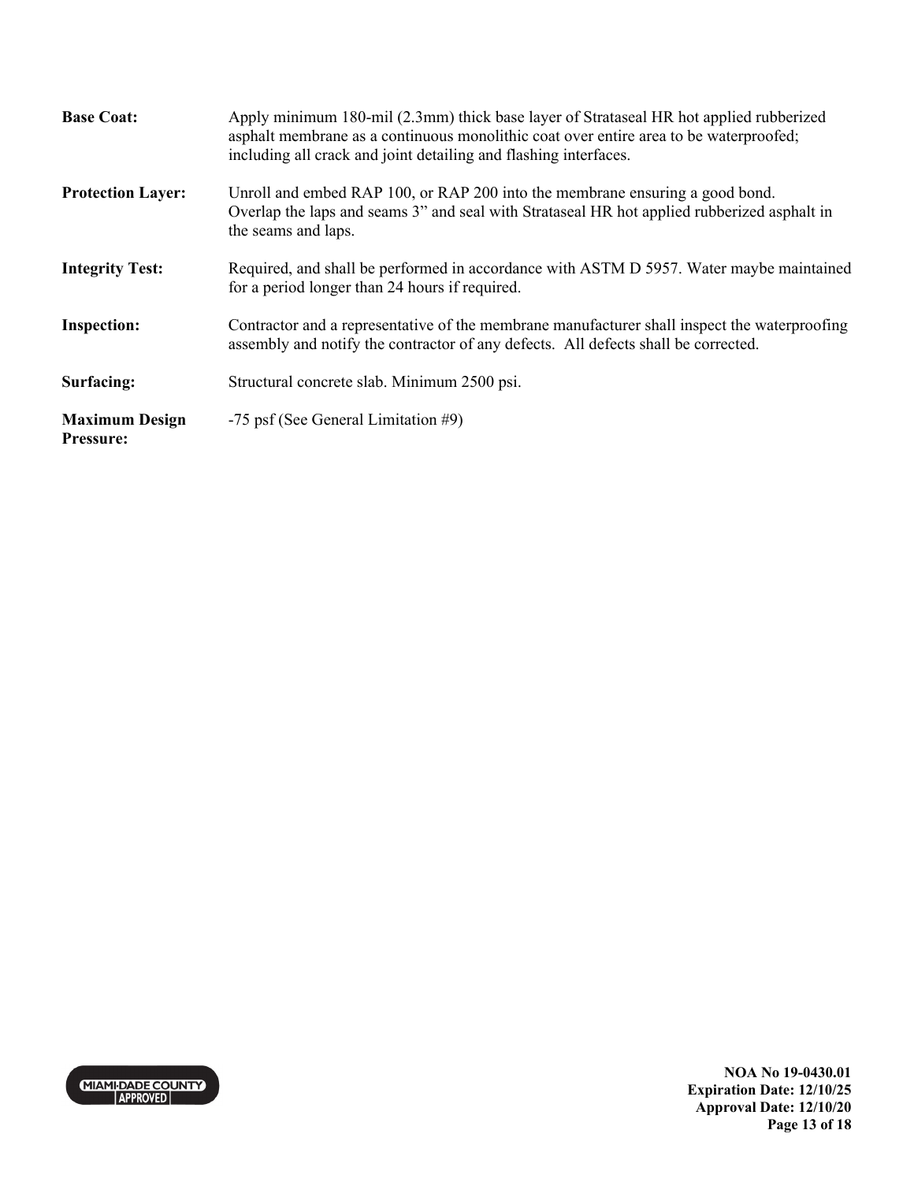| | |
|---|---|
| **Base Coat:** | Apply minimum 180-mil (2.3mm) thick base layer of Strataseal HR hot applied rubberized asphalt membrane as a continuous monolithic coat over entire area to be waterproofed; including all crack and joint detailing and flashing interfaces. |
| **Protection Layer:** | Unroll and embed RAP 100, or RAP 200 into the membrane ensuring a good bond. Overlap the laps and seams 3" and seal with Strataseal HR hot applied rubberized asphalt in the seams and laps. |
| **Integrity Test:** | Required, and shall be performed in accordance with ASTM D 5957. Water maybe maintained for a period longer than 24 hours if required. |
| **Inspection:** | Contractor and a representative of the membrane manufacturer shall inspect the waterproofing assembly and notify the contractor of any defects. All defects shall be corrected. |
| **Surfacing:** | Structural concrete slab. Minimum 2500 psi. |
| **Maximum Design Pressure:** | -75 psf (See General Limitation #9) |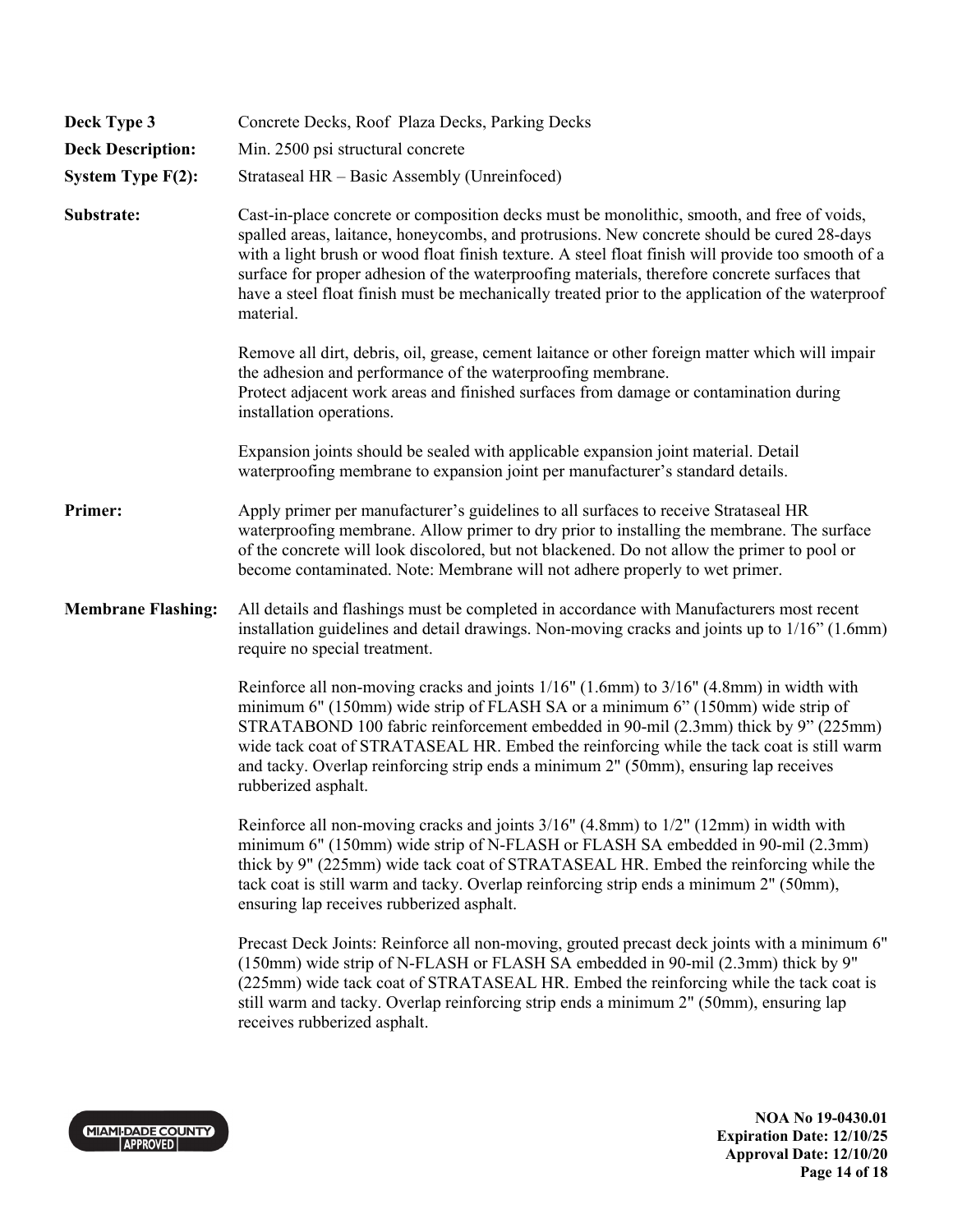**Deck Type 3** Concrete Decks, Roof Plaza Decks, Parking Decks

**Deck Description:** Min. 2500 psi structural concrete

**System Type F(2):** Strataseal HR – Basic Assembly (Unreinfoced)

**Substrate:** Cast-in-place concrete or composition decks must be monolithic, smooth, and free of voids, spalled areas, laitance, honeycombs, and protrusions. New concrete should be cured 28-days with a light brush or wood float finish texture. A steel float finish will provide too smooth of a surface for proper adhesion of the waterproofing materials, therefore concrete surfaces that have a steel float finish must be mechanically treated prior to the application of the waterproof material.

Remove all dirt, debris, oil, grease, cement laitance or other foreign matter which will impair the adhesion and performance of the waterproofing membrane.
Protect adjacent work areas and finished surfaces from damage or contamination during installation operations.

Expansion joints should be sealed with applicable expansion joint material. Detail waterproofing membrane to expansion joint per manufacturer's standard details.

**Primer:** Apply primer per manufacturer's guidelines to all surfaces to receive Strataseal HR waterproofing membrane. Allow primer to dry prior to installing the membrane. The surface of the concrete will look discolored, but not blackened. Do not allow the primer to pool or become contaminated. Note: Membrane will not adhere properly to wet primer.

**Membrane Flashing:** All details and flashings must be completed in accordance with Manufacturers most recent installation guidelines and detail drawings. Non-moving cracks and joints up to 1/16" (1.6mm) require no special treatment.

Reinforce all non-moving cracks and joints 1/16" (1.6mm) to 3/16" (4.8mm) in width with minimum 6" (150mm) wide strip of FLASH SA or a minimum 6" (150mm) wide strip of STRATABOND 100 fabric reinforcement embedded in 90-mil (2.3mm) thick by 9" (225mm) wide tack coat of STRATASEAL HR. Embed the reinforcing while the tack coat is still warm and tacky. Overlap reinforcing strip ends a minimum 2" (50mm), ensuring lap receives rubberized asphalt.

Reinforce all non-moving cracks and joints 3/16" (4.8mm) to 1/2" (12mm) in width with minimum 6" (150mm) wide strip of N-FLASH or FLASH SA embedded in 90-mil (2.3mm) thick by 9" (225mm) wide tack coat of STRATASEAL HR. Embed the reinforcing while the tack coat is still warm and tacky. Overlap reinforcing strip ends a minimum 2" (50mm), ensuring lap receives rubberized asphalt.

Precast Deck Joints: Reinforce all non-moving, grouted precast deck joints with a minimum 6" (150mm) wide strip of N-FLASH or FLASH SA embedded in 90-mil (2.3mm) thick by 9" (225mm) wide tack coat of STRATASEAL HR. Embed the reinforcing while the tack coat is still warm and tacky. Overlap reinforcing strip ends a minimum 2" (50mm), ensuring lap receives rubberized asphalt.

**NOA No 19-0430.01**
**Expiration Date: 12/10/25**
**Approval Date: 12/10/20**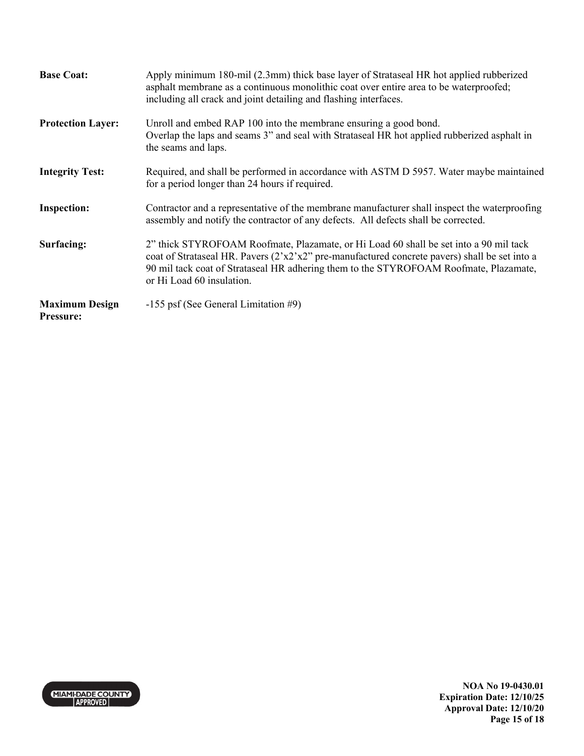| | |
|---|---|
| **Base Coat:** | Apply minimum 180-mil (2.3mm) thick base layer of Strataseal HR hot applied rubberized asphalt membrane as a continuous monolithic coat over entire area to be waterproofed; including all crack and joint detailing and flashing interfaces. |
| **Protection Layer:** | Unroll and embed RAP 100 into the membrane ensuring a good bond. Overlap the laps and seams 3" and seal with Strataseal HR hot applied rubberized asphalt in the seams and laps. |
| **Integrity Test:** | Required, and shall be performed in accordance with ASTM D 5957. Water maybe maintained for a period longer than 24 hours if required. |
| **Inspection:** | Contractor and a representative of the membrane manufacturer shall inspect the waterproofing assembly and notify the contractor of any defects. All defects shall be corrected. |
| **Surfacing:** | 2" thick STYROFOAM Roofmate, Plazamate, or Hi Load 60 shall be set into a 90 mil tack coat of Strataseal HR. Pavers (2'x2'x2" pre-manufactured concrete pavers) shall be set into a 90 mil tack coat of Strataseal HR adhering them to the STYROFOAM Roofmate, Plazamate, or Hi Load 60 insulation. |
| **Maximum Design Pressure:** | -155 psf (See General Limitation #9) |

MIAMI-DADE COUNTY APPROVED

**NOA No 19-0430.01**
**Expiration Date: 12/10/25**
**Approval Date: 12/10/20**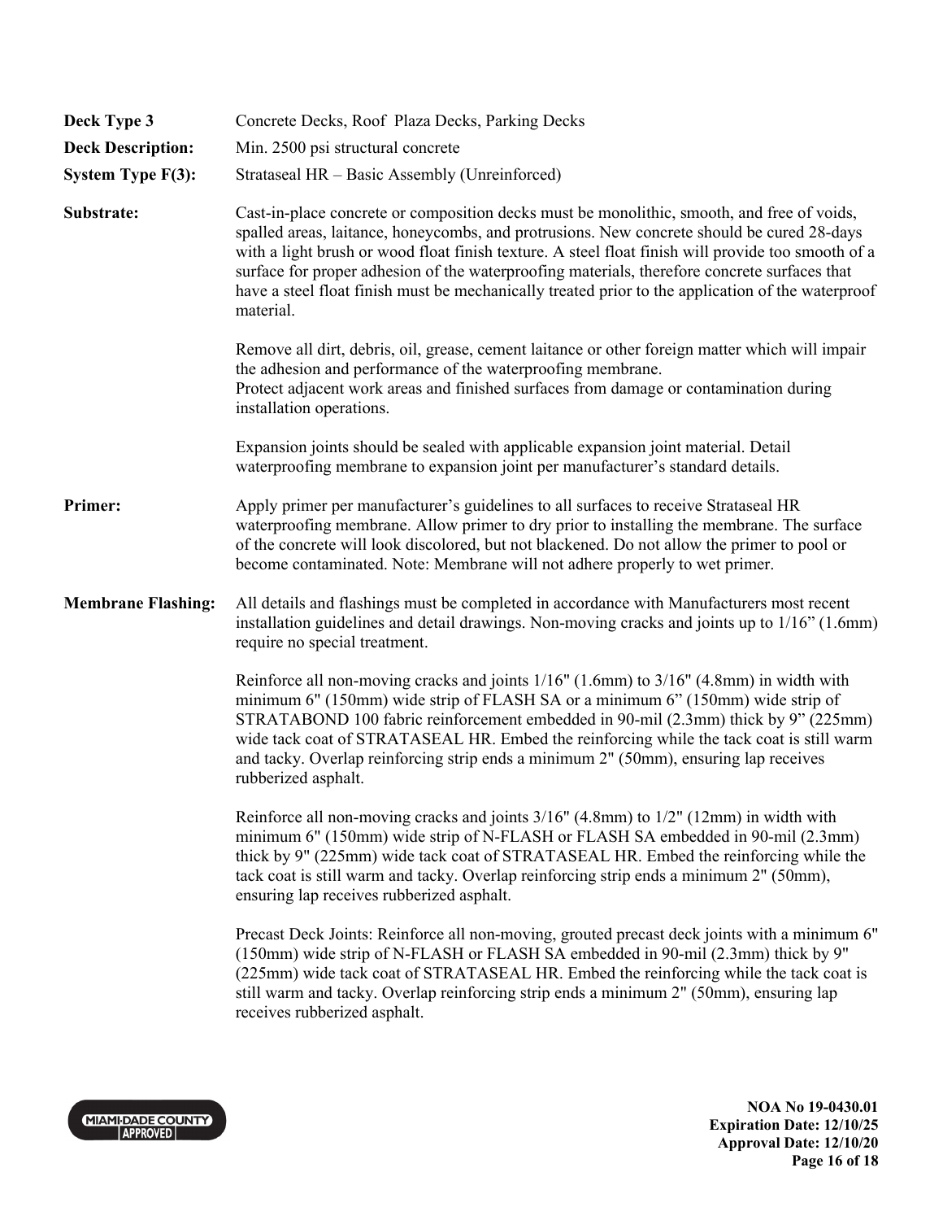**Deck Type 3** Concrete Decks, Roof Plaza Decks, Parking Decks

**Deck Description:** Min. 2500 psi structural concrete

**System Type F(3):** Strataseal HR – Basic Assembly (Unreinforced)

**Substrate:** Cast-in-place concrete or composition decks must be monolithic, smooth, and free of voids, spalled areas, laitance, honeycombs, and protrusions. New concrete should be cured 28-days with a light brush or wood float finish texture. A steel float finish will provide too smooth of a surface for proper adhesion of the waterproofing materials, therefore concrete surfaces that have a steel float finish must be mechanically treated prior to the application of the waterproof material.

Remove all dirt, debris, oil, grease, cement laitance or other foreign matter which will impair the adhesion and performance of the waterproofing membrane.
Protect adjacent work areas and finished surfaces from damage or contamination during installation operations.

Expansion joints should be sealed with applicable expansion joint material. Detail waterproofing membrane to expansion joint per manufacturer's standard details.

**Primer:** Apply primer per manufacturer's guidelines to all surfaces to receive Strataseal HR waterproofing membrane. Allow primer to dry prior to installing the membrane. The surface of the concrete will look discolored, but not blackened. Do not allow the primer to pool or become contaminated. Note: Membrane will not adhere properly to wet primer.

**Membrane Flashing:** All details and flashings must be completed in accordance with Manufacturers most recent installation guidelines and detail drawings. Non-moving cracks and joints up to 1/16" (1.6mm) require no special treatment.

Reinforce all non-moving cracks and joints 1/16" (1.6mm) to 3/16" (4.8mm) in width with minimum 6" (150mm) wide strip of FLASH SA or a minimum 6" (150mm) wide strip of STRATABOND 100 fabric reinforcement embedded in 90-mil (2.3mm) thick by 9" (225mm) wide tack coat of STRATASEAL HR. Embed the reinforcing while the tack coat is still warm and tacky. Overlap reinforcing strip ends a minimum 2" (50mm), ensuring lap receives rubberized asphalt.

Reinforce all non-moving cracks and joints 3/16" (4.8mm) to 1/2" (12mm) in width with minimum 6" (150mm) wide strip of N-FLASH or FLASH SA embedded in 90-mil (2.3mm) thick by 9" (225mm) wide tack coat of STRATASEAL HR. Embed the reinforcing while the tack coat is still warm and tacky. Overlap reinforcing strip ends a minimum 2" (50mm), ensuring lap receives rubberized asphalt.

Precast Deck Joints: Reinforce all non-moving, grouted precast deck joints with a minimum 6" (150mm) wide strip of N-FLASH or FLASH SA embedded in 90-mil (2.3mm) thick by 9" (225mm) wide tack coat of STRATASEAL HR. Embed the reinforcing while the tack coat is still warm and tacky. Overlap reinforcing strip ends a minimum 2" (50mm), ensuring lap receives rubberized asphalt.

**NOA No 19-0430.01**
**Expiration Date: 12/10/25**
**Approval Date: 12/10/20**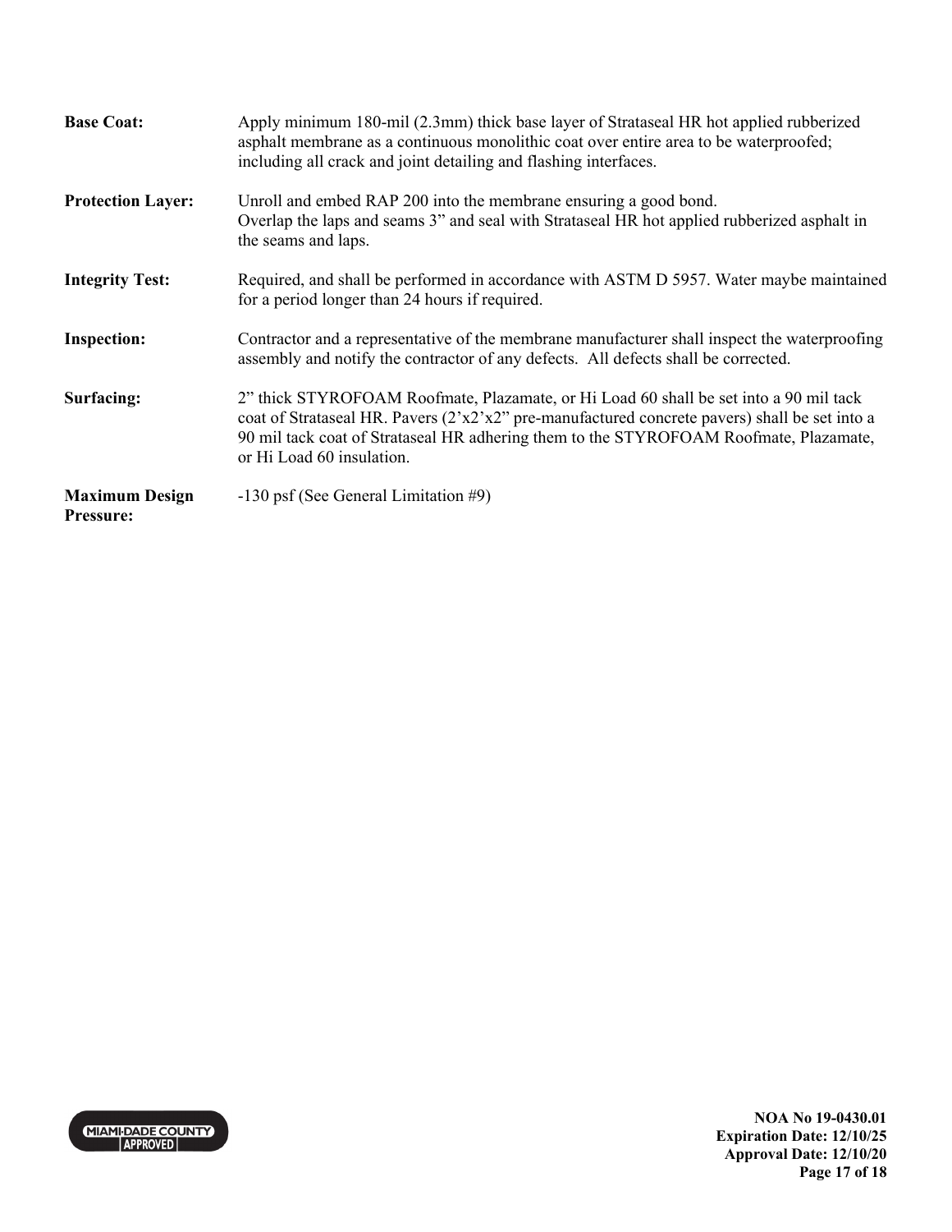**Base Coat:** Apply minimum 180-mil (2.3mm) thick base layer of Strataseal HR hot applied rubberized asphalt membrane as a continuous monolithic coat over entire area to be waterproofed; including all crack and joint detailing and flashing interfaces.

**Protection Layer:** Unroll and embed RAP 200 into the membrane ensuring a good bond.
Overlap the laps and seams 3" and seal with Strataseal HR hot applied rubberized asphalt in the seams and laps.

**Integrity Test:** Required, and shall be performed in accordance with ASTM D 5957. Water maybe maintained for a period longer than 24 hours if required.

**Inspection:** Contractor and a representative of the membrane manufacturer shall inspect the waterproofing assembly and notify the contractor of any defects. All defects shall be corrected.

**Surfacing:** 2" thick STYROFOAM Roofmate, Plazamate, or Hi Load 60 shall be set into a 90 mil tack coat of Strataseal HR. Pavers (2'x2'x2" pre-manufactured concrete pavers) shall be set into a 90 mil tack coat of Strataseal HR adhering them to the STYROFOAM Roofmate, Plazamate, or Hi Load 60 insulation.

**Maximum Design Pressure:** -130 psf (See General Limitation #9)

**NOA No 19-0430.01**
**Expiration Date: 12/10/25**
**Approval Date: 12/10/20**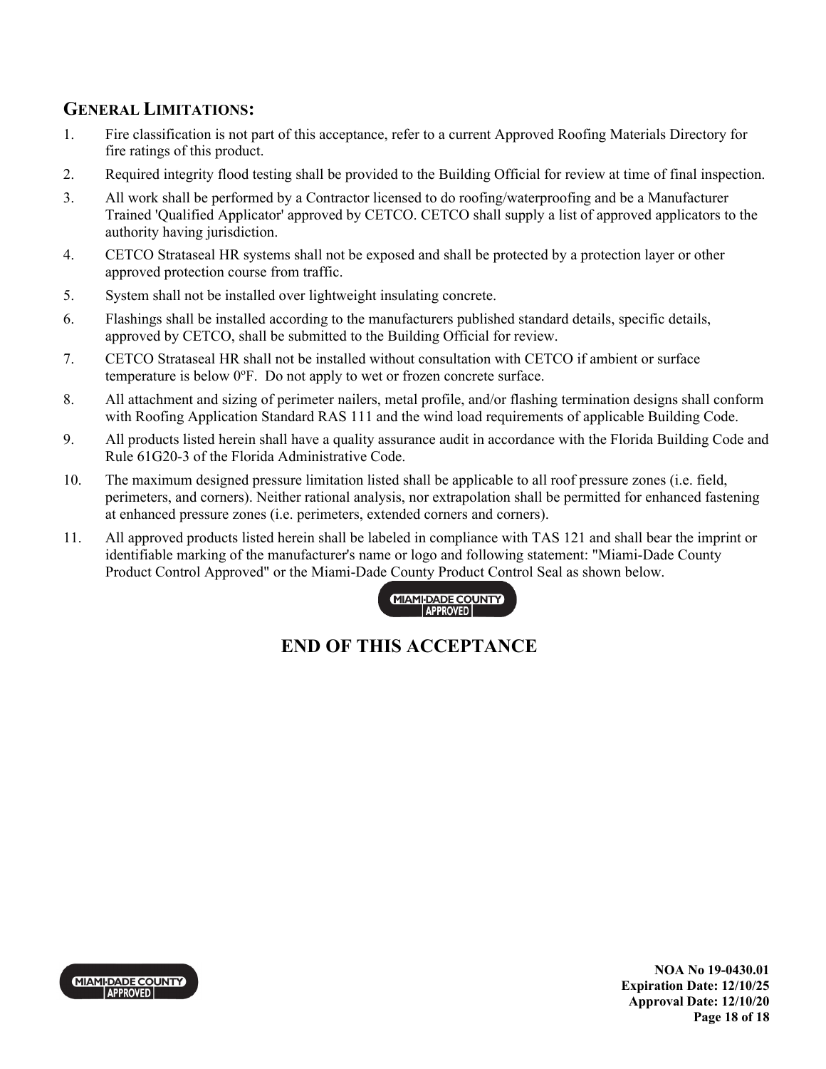## GENERAL LIMITATIONS:

1. Fire classification is not part of this acceptance, refer to a current Approved Roofing Materials Directory for fire ratings of this product.
2. Required integrity flood testing shall be provided to the Building Official for review at time of final inspection.
3. All work shall be performed by a Contractor licensed to do roofing/waterproofing and be a Manufacturer Trained 'Qualified Applicator' approved by CETCO. CETCO shall supply a list of approved applicators to the authority having jurisdiction.
4. CETCO Strataseal HR systems shall not be exposed and shall be protected by a protection layer or other approved protection course from traffic.
5. System shall not be installed over lightweight insulating concrete.
6. Flashings shall be installed according to the manufacturers published standard details, specific details, approved by CETCO, shall be submitted to the Building Official for review.
7. CETCO Strataseal HR shall not be installed without consultation with CETCO if ambient or surface temperature is below 0ºF. Do not apply to wet or frozen concrete surface.
8. All attachment and sizing of perimeter nailers, metal profile, and/or flashing termination designs shall conform with Roofing Application Standard RAS 111 and the wind load requirements of applicable Building Code.
9. All products listed herein shall have a quality assurance audit in accordance with the Florida Building Code and Rule 61G20-3 of the Florida Administrative Code.
10. The maximum designed pressure limitation listed shall be applicable to all roof pressure zones (i.e. field, perimeters, and corners). Neither rational analysis, nor extrapolation shall be permitted for enhanced fastening at enhanced pressure zones (i.e. perimeters, extended corners and corners).
11. All approved products listed herein shall be labeled in compliance with TAS 121 and shall bear the imprint or identifiable marking of the manufacturer's name or logo and following statement: "Miami-Dade County Product Control Approved" or the Miami-Dade County Product Control Seal as shown below.

MIAMI-DADE COUNTY APPROVED

**END OF THIS ACCEPTANCE**

**NOA No 19-0430.01**
**Expiration Date: 12/10/25**
**Approval Date: 12/10/20**